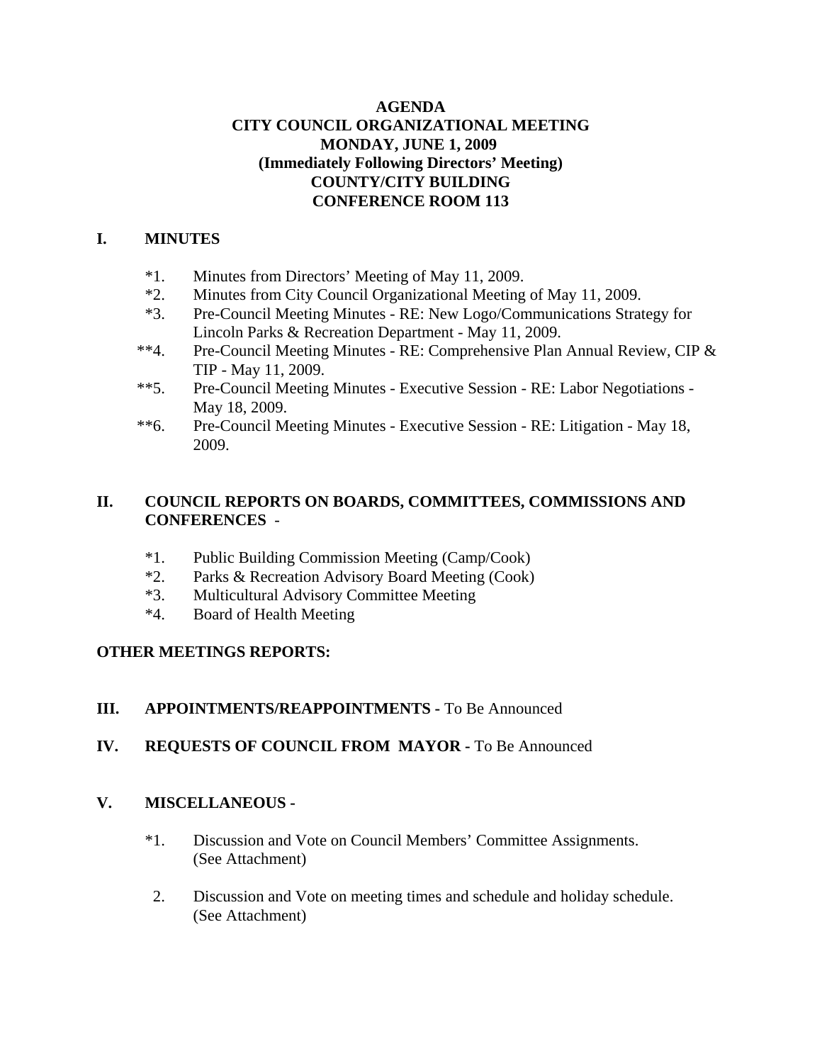# AGENDA
## CITY COUNCIL ORGANIZATIONAL MEETING
## MONDAY, JUNE 1, 2009
## (Immediately Following Directors' Meeting)
## COUNTY/CITY BUILDING
## CONFERENCE ROOM 113

## I. MINUTES

*1. Minutes from Directors' Meeting of May 11, 2009.

*2. Minutes from City Council Organizational Meeting of May 11, 2009.

*3. Pre-Council Meeting Minutes - RE: New Logo/Communications Strategy for Lincoln Parks & Recreation Department - May 11, 2009.

**4. Pre-Council Meeting Minutes - RE: Comprehensive Plan Annual Review, CIP & TIP - May 11, 2009.

**5. Pre-Council Meeting Minutes - Executive Session - RE: Labor Negotiations - May 18, 2009.

**6. Pre-Council Meeting Minutes - Executive Session - RE: Litigation - May 18, 2009.

## II. COUNCIL REPORTS ON BOARDS, COMMITTEES, COMMISSIONS AND CONFERENCES -

*1. Public Building Commission Meeting (Camp/Cook)

*2. Parks & Recreation Advisory Board Meeting (Cook)

*3. Multicultural Advisory Committee Meeting

*4. Board of Health Meeting

**OTHER MEETINGS REPORTS:**

## III. APPOINTMENTS/REAPPOINTMENTS - To Be Announced

## IV. REQUESTS OF COUNCIL FROM MAYOR - To Be Announced

## V. MISCELLANEOUS -

*1. Discussion and Vote on Council Members' Committee Assignments. (See Attachment)

2. Discussion and Vote on meeting times and schedule and holiday schedule. (See Attachment)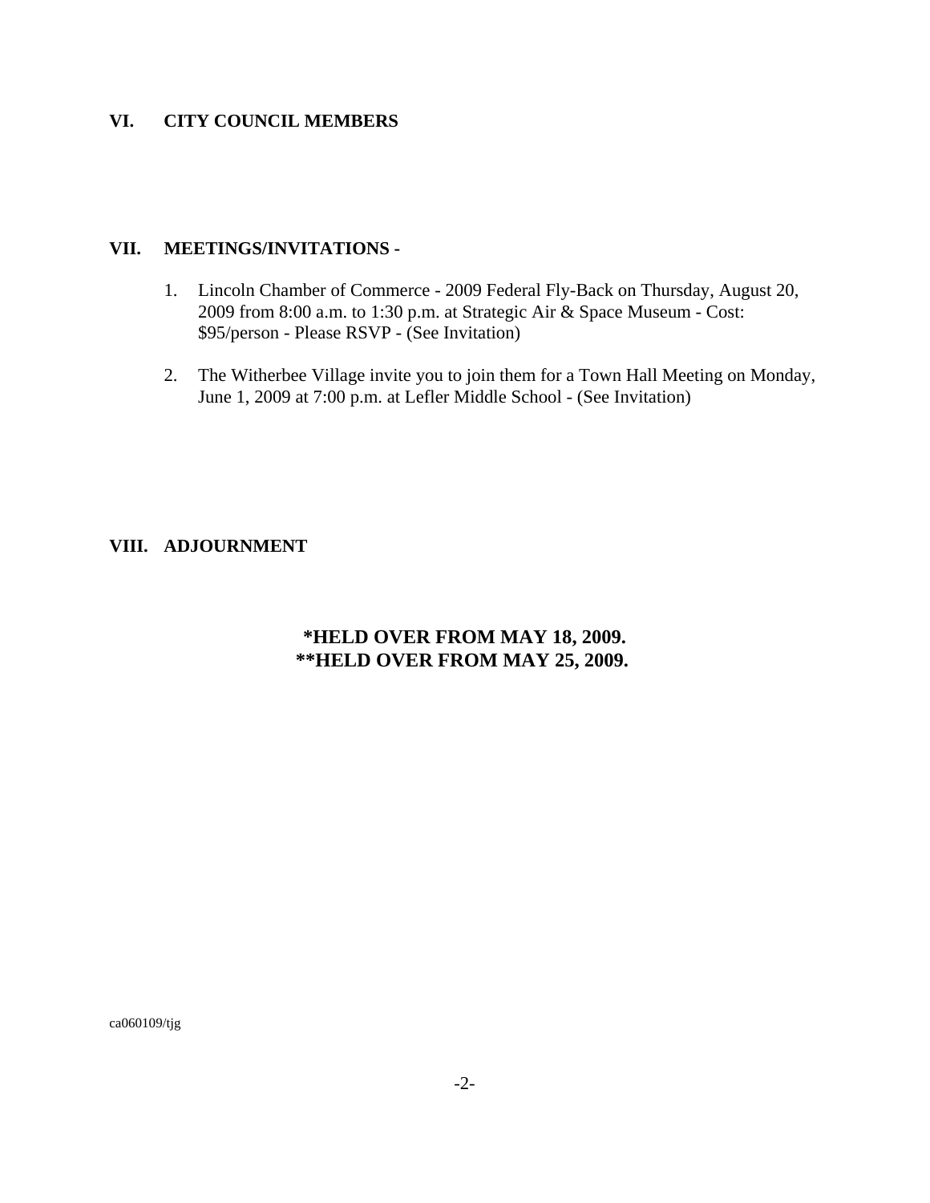## VI. CITY COUNCIL MEMBERS

## VII. MEETINGS/INVITATIONS -

1. Lincoln Chamber of Commerce - 2009 Federal Fly-Back on Thursday, August 20, 2009 from 8:00 a.m. to 1:30 p.m. at Strategic Air & Space Museum - Cost: $95/person - Please RSVP - (See Invitation)

2. The Witherbee Village invite you to join them for a Town Hall Meeting on Monday, June 1, 2009 at 7:00 p.m. at Lefler Middle School - (See Invitation)

## VIII. ADJOURNMENT

**\*HELD OVER FROM MAY 18, 2009.**
**\*\*HELD OVER FROM MAY 25, 2009.**

ca060109/tjg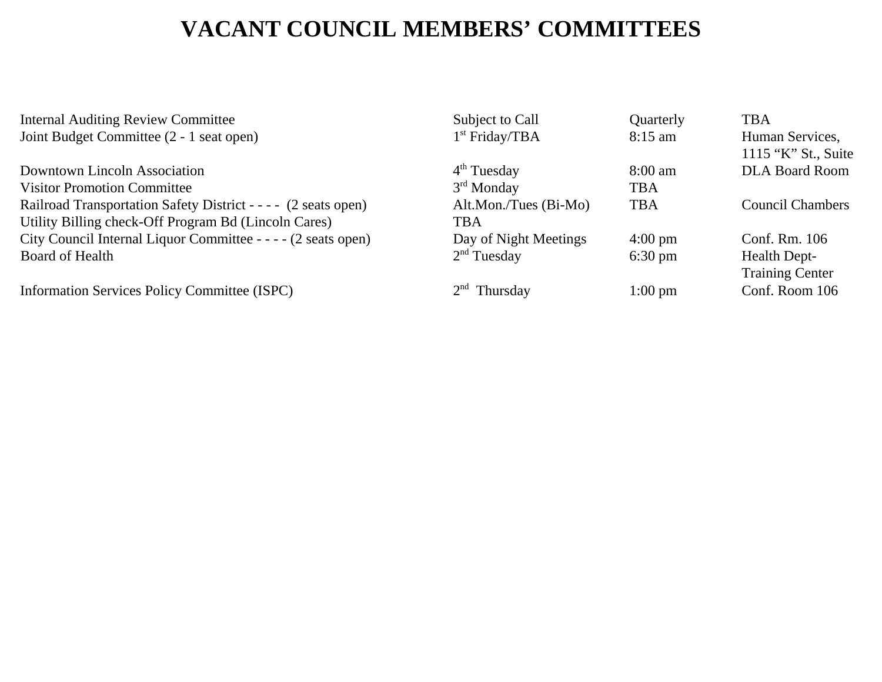# VACANT COUNCIL MEMBERS' COMMITTEES

| | | | |
|---|---|---|---|
| Internal Auditing Review Committee | Subject to Call | Quarterly | TBA |
| Joint Budget Committee (2 - 1 seat open) | 1st Friday/TBA | 8:15 am | Human Services, 1115 "K" St., Suite |
| Downtown Lincoln Association | 4th Tuesday | 8:00 am | DLA Board Room |
| Visitor Promotion Committee | 3rd Monday | TBA | |
| Railroad Transportation Safety District - - - - (2 seats open) | Alt.Mon./Tues (Bi-Mo) | TBA | Council Chambers |
| Utility Billing check-Off Program Bd (Lincoln Cares) | TBA | | |
| City Council Internal Liquor Committee - - - - (2 seats open) | Day of Night Meetings | 4:00 pm | Conf. Rm. 106 |
| Board of Health | 2nd Tuesday | 6:30 pm | Health Dept-Training Center |
| Information Services Policy Committee (ISPC) | 2nd Thursday | 1:00 pm | Conf. Room 106 |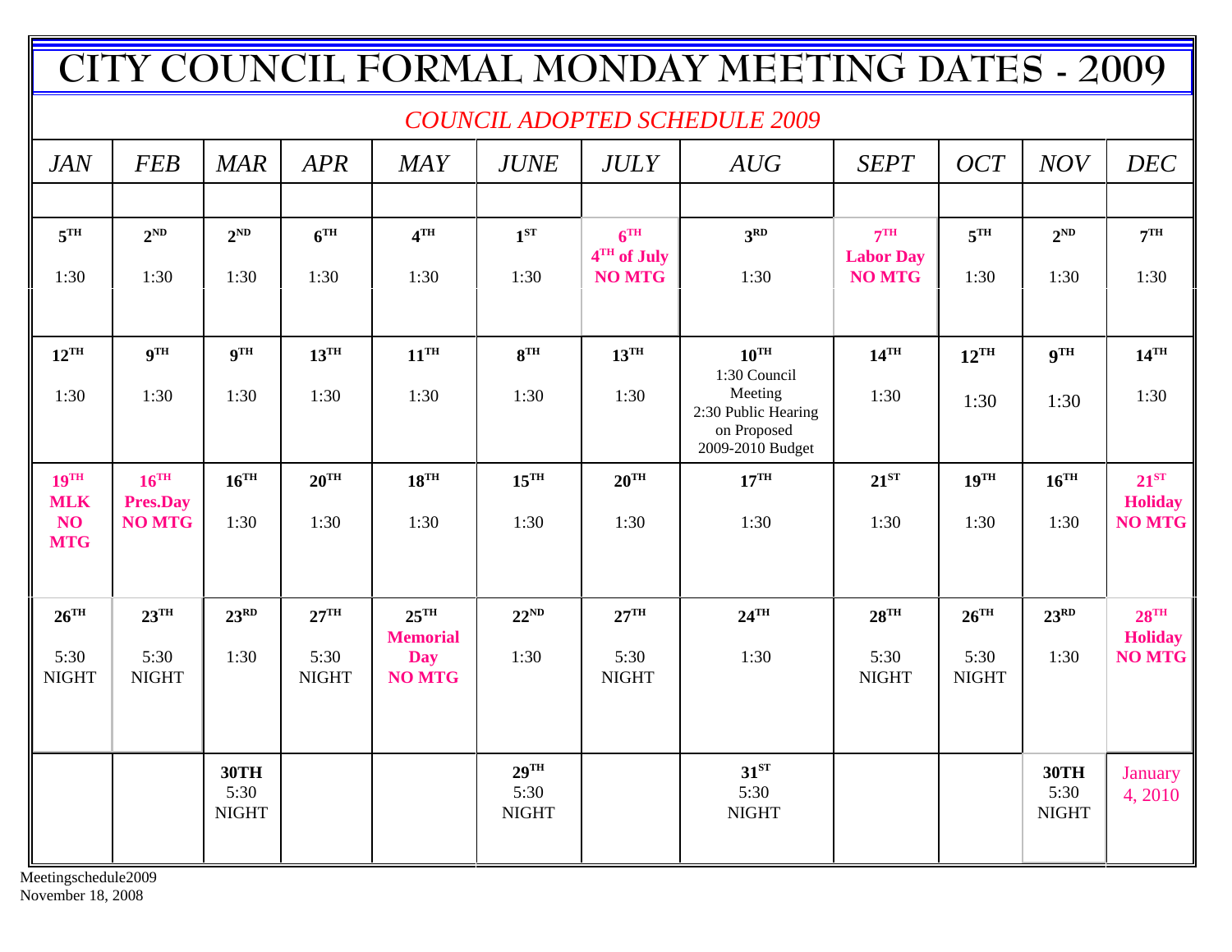# CITY COUNCIL FORMAL MONDAY MEETING DATES - 2009

*COUNCIL ADOPTED SCHEDULE 2009*

| *JAN* | *FEB* | *MAR* | *APR* | *MAY* | *JUNE* | *JULY* | *AUG* | *SEPT* | *OCT* | *NOV* | *DEC* |
|---|---|---|---|---|---|---|---|---|---|---|---|
| | | | | | | | | | | | |
| **5TH** 1:30 | **2ND** 1:30 | **2ND** 1:30 | **6TH** 1:30 | **4TH** 1:30 | **1ST** 1:30 | **6TH 4TH of July NO MTG** | **3RD** 1:30 | **7TH Labor Day NO MTG** | **5TH** 1:30 | **2ND** 1:30 | **7TH** 1:30 |
| **12TH** 1:30 | **9TH** 1:30 | **9TH** 1:30 | **13TH** 1:30 | **11TH** 1:30 | **8TH** 1:30 | **13TH** 1:30 | **10TH** 1:30 Council Meeting 2:30 Public Hearing on Proposed 2009-2010 Budget | **14TH** 1:30 | **12TH** 1:30 | **9TH** 1:30 | **14TH** 1:30 |
| **19TH MLK NO MTG** | **16TH Pres.Day NO MTG** | **16TH** 1:30 | **20TH** 1:30 | **18TH** 1:30 | **15TH** 1:30 | **20TH** 1:30 | **17TH** 1:30 | **21ST** 1:30 | **19TH** 1:30 | **16TH** 1:30 | **21ST Holiday NO MTG** |
| **26TH** 5:30 NIGHT | **23TH** 5:30 NIGHT | **23RD** 1:30 | **27TH** 5:30 NIGHT | **25TH Memorial Day NO MTG** | **22ND** 1:30 | **27TH** 5:30 NIGHT | **24TH** 1:30 | **28TH** 5:30 NIGHT | **26TH** 5:30 NIGHT | **23RD** 1:30 | **28TH Holiday NO MTG** |
| | | **30TH** 5:30 NIGHT | | | **29TH** 5:30 NIGHT | | **31ST** 5:30 NIGHT | | | **30TH** 5:30 NIGHT | January 4, 2010 |

Meetingschedule2009
November 18, 2008